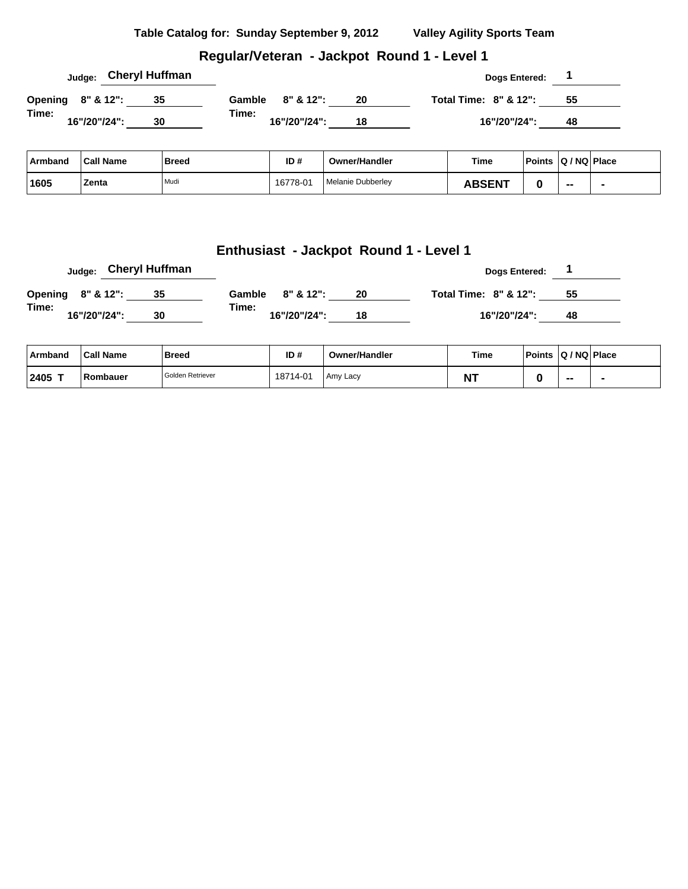**Table Catalog for: Sunday September 9, 2012 Valley Agility Sports Team**

## Regular/Veteran - Jackpot Round 1 - Level 1

**Judge:** Cheryl Huffman **Dogs Entered:** 1

| | | | | | |
|---|---|---|---|---|---|
| **Opening Time:** 8" & 12": | 35 | **Gamble Time:** 8" & 12": | 20 | **Total Time:** 8" & 12": | 55 |
| 16"/20"/24": | 30 | 16"/20"/24": | 18 | 16"/20"/24": | 48 |

| Armband | Call Name | Breed | ID # | Owner/Handler | Time | Points | Q / NQ | Place |
|---|---|---|---|---|---|---|---|---|
| 1605 | Zenta | Mudi | 16778-01 | Melanie Dubberley | ABSENT | 0 | -- | - |

## Enthusiast - Jackpot Round 1 - Level 1

**Judge:** Cheryl Huffman **Dogs Entered:** 1

| | | | | | |
|---|---|---|---|---|---|
| **Opening Time:** 8" & 12": | 35 | **Gamble Time:** 8" & 12": | 20 | **Total Time:** 8" & 12": | 55 |
| 16"/20"/24": | 30 | 16"/20"/24": | 18 | 16"/20"/24": | 48 |

| Armband | Call Name | Breed | ID # | Owner/Handler | Time | Points | Q / NQ | Place |
|---|---|---|---|---|---|---|---|---|
| 2405 T | Rombauer | Golden Retriever | 18714-01 | Amy Lacy | NT | 0 | -- | - |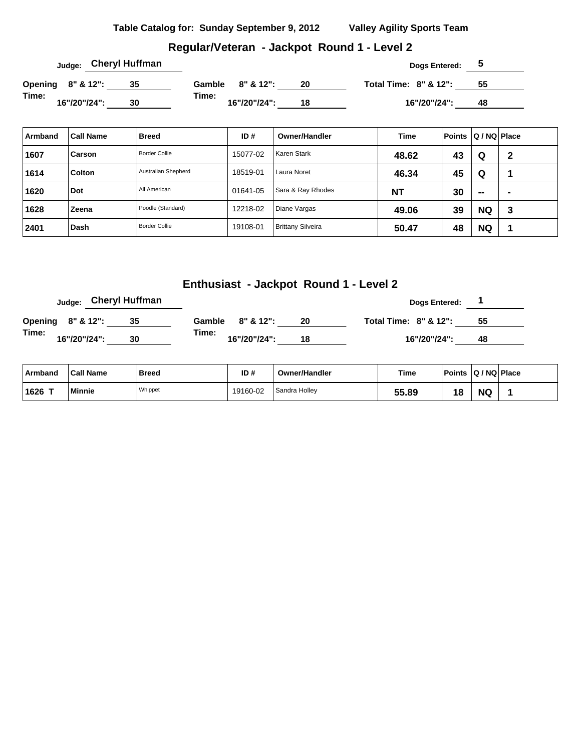Table Catalog for: Sunday September 9, 2012 Valley Agility Sports Team

## Regular/Veteran - Jackpot Round 1 - Level 2

Judge: **Cheryl Huffman**

Dogs Entered: **5**

| Opening Time: | | Gamble Time: | | Total Time: | |
|---|---|---|---|---|---|
| 8" & 12": | 35 | 8" & 12": | 20 | 8" & 12": | 55 |
| 16"/20"/24": | 30 | 16"/20"/24": | 18 | 16"/20"/24": | 48 |

| Armband | Call Name | Breed | ID # | Owner/Handler | Time | Points | Q / NQ | Place |
|---|---|---|---|---|---|---|---|---|
| 1607 | Carson | Border Collie | 15077-02 | Karen Stark | 48.62 | 43 | Q | 2 |
| 1614 | Colton | Australian Shepherd | 18519-01 | Laura Noret | 46.34 | 45 | Q | 1 |
| 1620 | Dot | All American | 01641-05 | Sara & Ray Rhodes | NT | 30 | -- | - |
| 1628 | Zeena | Poodle (Standard) | 12218-02 | Diane Vargas | 49.06 | 39 | NQ | 3 |
| 2401 | Dash | Border Collie | 19108-01 | Brittany Silveira | 50.47 | 48 | NQ | 1 |

## Enthusiast - Jackpot Round 1 - Level 2

Judge: **Cheryl Huffman**

Dogs Entered: **1**

| Opening Time: | | Gamble Time: | | Total Time: | |
|---|---|---|---|---|---|
| 8" & 12": | 35 | 8" & 12": | 20 | 8" & 12": | 55 |
| 16"/20"/24": | 30 | 16"/20"/24": | 18 | 16"/20"/24": | 48 |

| Armband | Call Name | Breed | ID # | Owner/Handler | Time | Points | Q / NQ | Place |
|---|---|---|---|---|---|---|---|---|
| 1626 T | Minnie | Whippet | 19160-02 | Sandra Holley | 55.89 | 18 | NQ | 1 |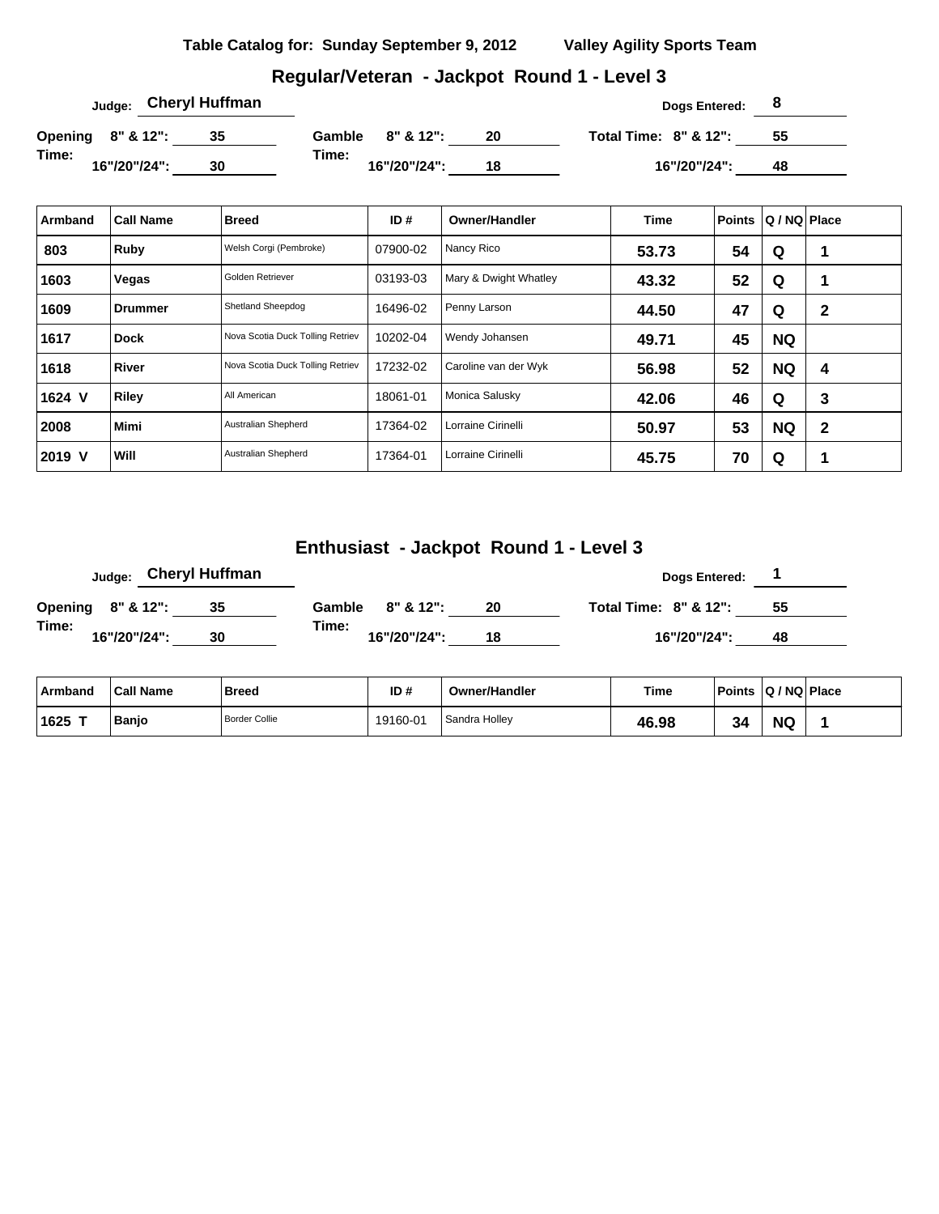**Table Catalog for: Sunday September 9, 2012 Valley Agility Sports Team**

## Regular/Veteran - Jackpot Round 1 - Level 3

Judge: **Cheryl Huffman** Dogs Entered: **8**

| Opening Time: | | Gamble Time: | | Total Time: | |
|---|---|---|---|---|---|
| 8" & 12": | 35 | 8" & 12": | 20 | 8" & 12": | 55 |
| 16"/20"/24": | 30 | 16"/20"/24": | 18 | 16"/20"/24": | 48 |

| Armband | Call Name | Breed | ID # | Owner/Handler | Time | Points | Q / NQ | Place |
|---|---|---|---|---|---|---|---|---|
| 803 | Ruby | Welsh Corgi (Pembroke) | 07900-02 | Nancy Rico | 53.73 | 54 | Q | 1 |
| 1603 | Vegas | Golden Retriever | 03193-03 | Mary & Dwight Whatley | 43.32 | 52 | Q | 1 |
| 1609 | Drummer | Shetland Sheepdog | 16496-02 | Penny Larson | 44.50 | 47 | Q | 2 |
| 1617 | Dock | Nova Scotia Duck Tolling Retriev | 10202-04 | Wendy Johansen | 49.71 | 45 | NQ | |
| 1618 | River | Nova Scotia Duck Tolling Retriev | 17232-02 | Caroline van der Wyk | 56.98 | 52 | NQ | 4 |
| 1624 V | Riley | All American | 18061-01 | Monica Salusky | 42.06 | 46 | Q | 3 |
| 2008 | Mimi | Australian Shepherd | 17364-02 | Lorraine Cirinelli | 50.97 | 53 | NQ | 2 |
| 2019 V | Will | Australian Shepherd | 17364-01 | Lorraine Cirinelli | 45.75 | 70 | Q | 1 |

## Enthusiast - Jackpot Round 1 - Level 3

Judge: **Cheryl Huffman** Dogs Entered: **1**

| Opening Time: | | Gamble Time: | | Total Time: | |
|---|---|---|---|---|---|
| 8" & 12": | 35 | 8" & 12": | 20 | 8" & 12": | 55 |
| 16"/20"/24": | 30 | 16"/20"/24": | 18 | 16"/20"/24": | 48 |

| Armband | Call Name | Breed | ID # | Owner/Handler | Time | Points | Q / NQ | Place |
|---|---|---|---|---|---|---|---|---|
| 1625 T | Banjo | Border Collie | 19160-01 | Sandra Holley | 46.98 | 34 | NQ | 1 |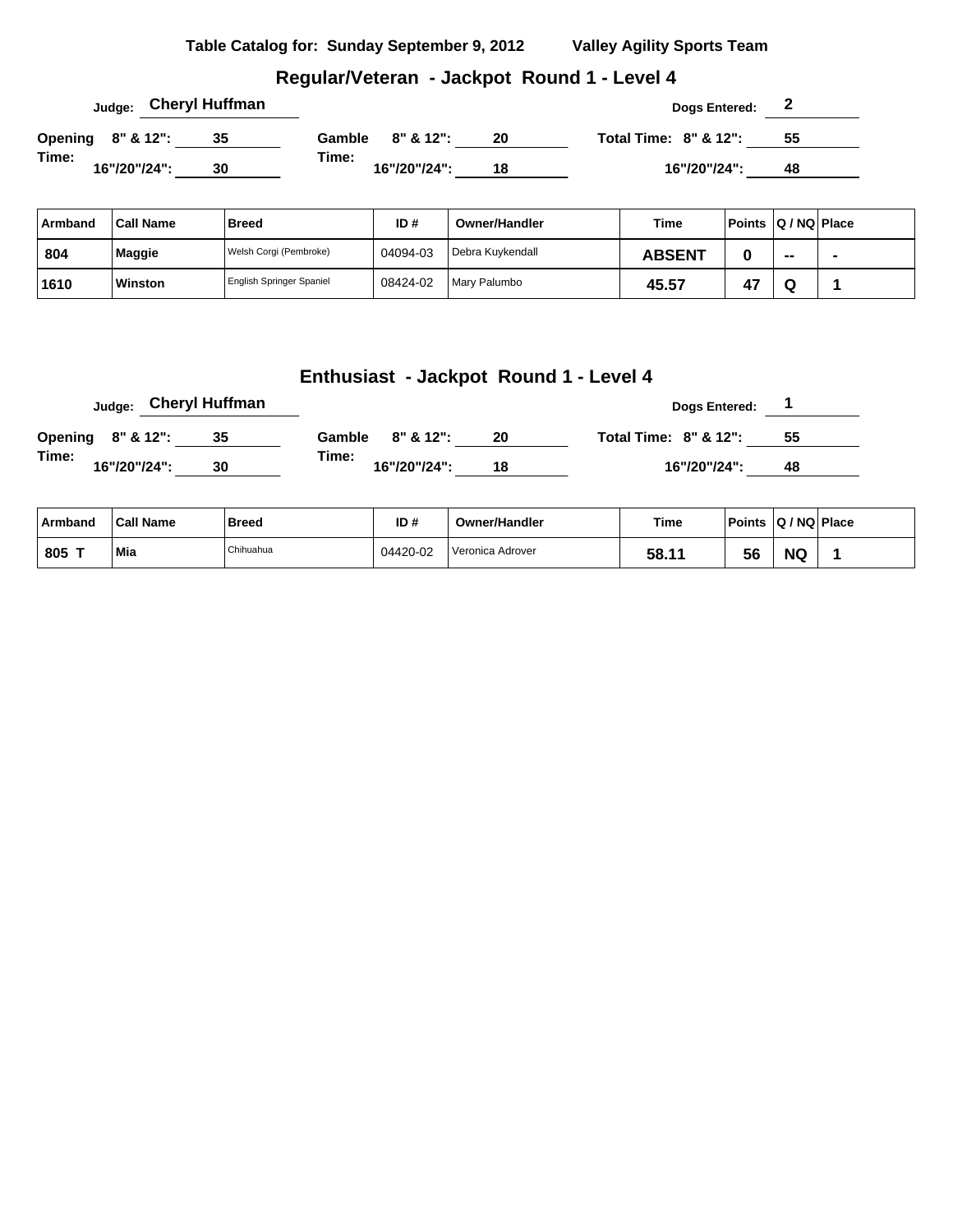**Table Catalog for: Sunday September 9, 2012 Valley Agility Sports Team**

## Regular/Veteran - Jackpot Round 1 - Level 4

**Judge:** Cheryl Huffman **Dogs Entered:** 2

**Opening Time:** 8" & 12": 35 — 16"/20"/24": 30

**Gamble Time:** 8" & 12": 20 — 16"/20"/24": 18

**Total Time:** 8" & 12": 55 — 16"/20"/24": 48

| Armband | Call Name | Breed | ID # | Owner/Handler | Time | Points | Q / NQ | Place |
|---|---|---|---|---|---|---|---|---|
| 804 | Maggie | Welsh Corgi (Pembroke) | 04094-03 | Debra Kuykendall | ABSENT | 0 | -- | - |
| 1610 | Winston | English Springer Spaniel | 08424-02 | Mary Palumbo | 45.57 | 47 | Q | 1 |

## Enthusiast - Jackpot Round 1 - Level 4

**Judge:** Cheryl Huffman **Dogs Entered:** 1

**Opening Time:** 8" & 12": 35 — 16"/20"/24": 30

**Gamble Time:** 8" & 12": 20 — 16"/20"/24": 18

**Total Time:** 8" & 12": 55 — 16"/20"/24": 48

| Armband | Call Name | Breed | ID # | Owner/Handler | Time | Points | Q / NQ | Place |
|---|---|---|---|---|---|---|---|---|
| 805 T | Mia | Chihuahua | 04420-02 | Veronica Adrover | 58.11 | 56 | NQ | 1 |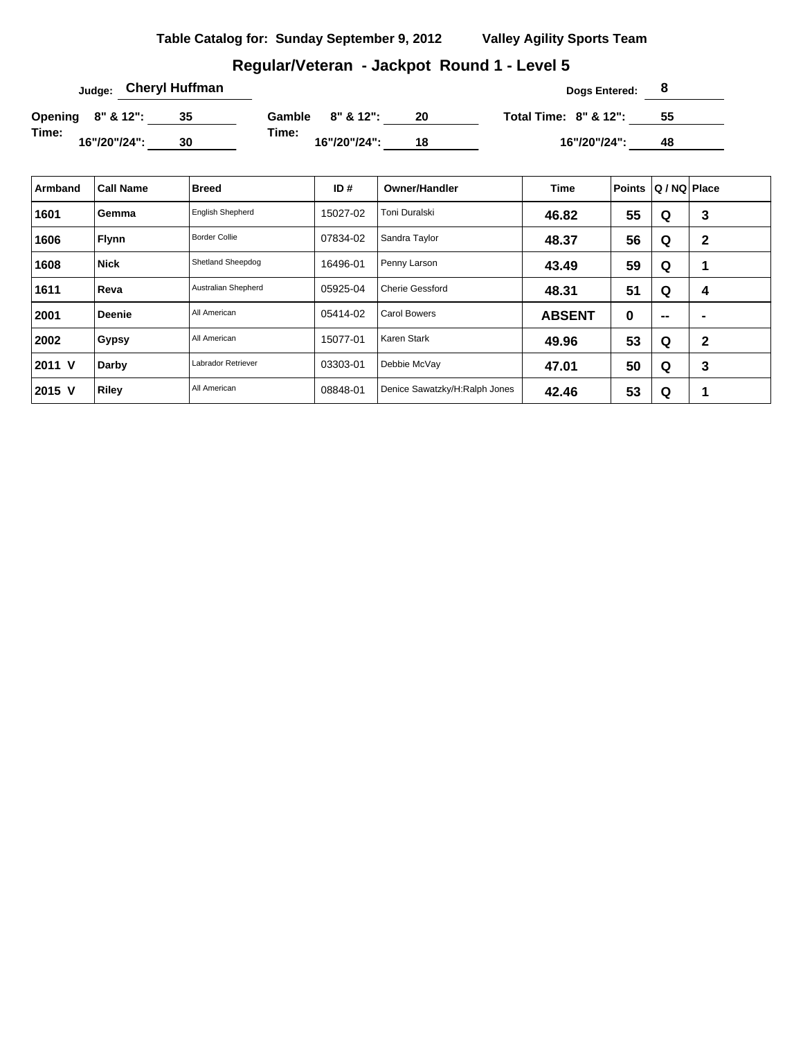**Table Catalog for: Sunday September 9, 2012 Valley Agility Sports Team**

## Regular/Veteran - Jackpot Round 1 - Level 5

**Judge:** Cheryl Huffman

**Dogs Entered:** 8

**Opening Time:** 8" & 12": 35 — 16"/20"/24": 30

**Gamble Time:** 8" & 12": 20 — 16"/20"/24": 18

**Total Time:** 8" & 12": 55 — 16"/20"/24": 48

| Armband | Call Name | Breed | ID # | Owner/Handler | Time | Points | Q / NQ | Place |
|---|---|---|---|---|---|---|---|---|
| 1601 | Gemma | English Shepherd | 15027-02 | Toni Duralski | 46.82 | 55 | Q | 3 |
| 1606 | Flynn | Border Collie | 07834-02 | Sandra Taylor | 48.37 | 56 | Q | 2 |
| 1608 | Nick | Shetland Sheepdog | 16496-01 | Penny Larson | 43.49 | 59 | Q | 1 |
| 1611 | Reva | Australian Shepherd | 05925-04 | Cherie Gessford | 48.31 | 51 | Q | 4 |
| 2001 | Deenie | All American | 05414-02 | Carol Bowers | ABSENT | 0 | -- | - |
| 2002 | Gypsy | All American | 15077-01 | Karen Stark | 49.96 | 53 | Q | 2 |
| 2011 V | Darby | Labrador Retriever | 03303-01 | Debbie McVay | 47.01 | 50 | Q | 3 |
| 2015 V | Riley | All American | 08848-01 | Denice Sawatzky/H:Ralph Jones | 42.46 | 53 | Q | 1 |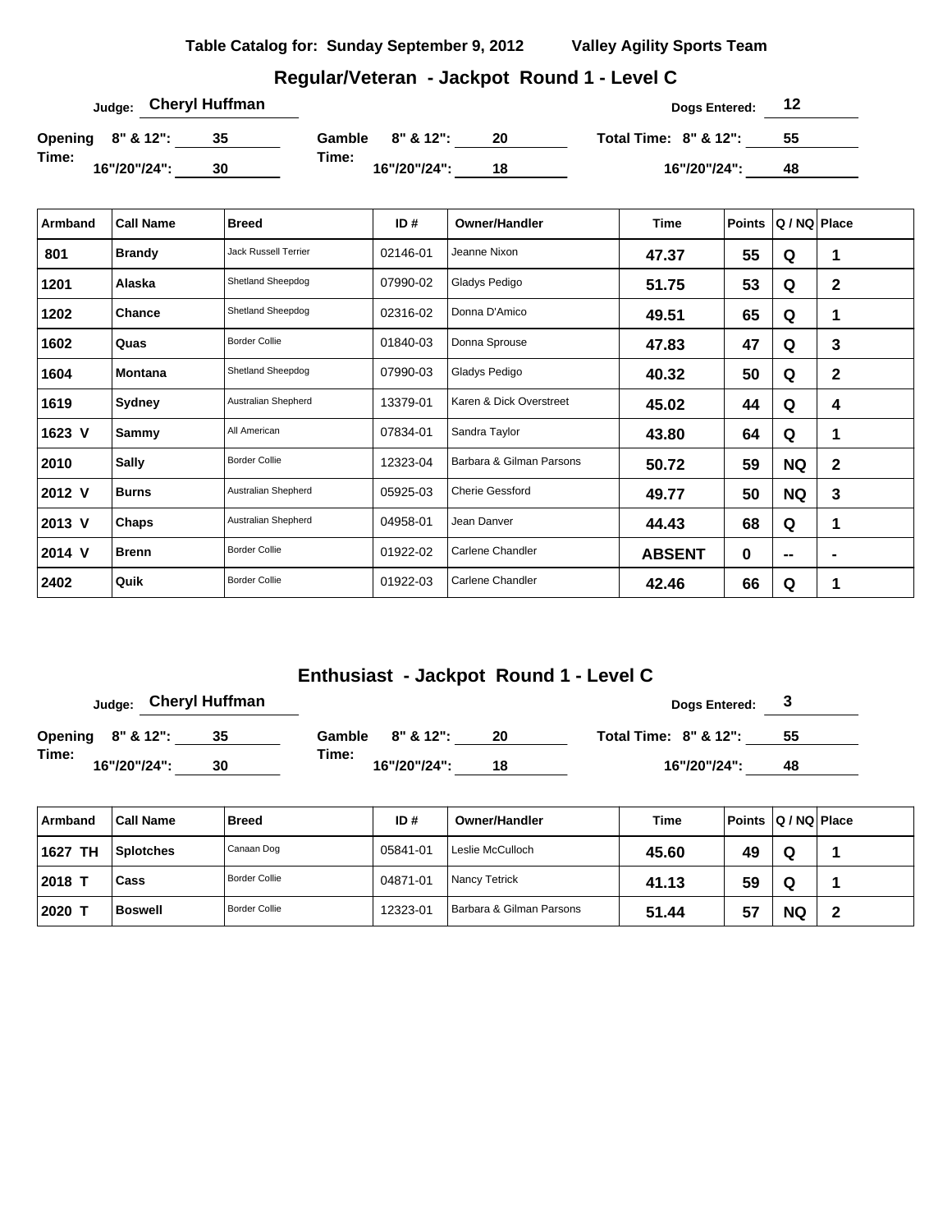**Table Catalog for: Sunday September 9, 2012 Valley Agility Sports Team**

## Regular/Veteran - Jackpot Round 1 - Level C

**Judge:** Cheryl Huffman **Dogs Entered:** 12

**Opening Time:** 8" & 12": 35 | 16"/20"/24": 30

**Gamble Time:** 8" & 12": 20 | 16"/20"/24": 18

**Total Time:** 8" & 12": 55 | 16"/20"/24": 48

| Armband | Call Name | Breed | ID # | Owner/Handler | Time | Points | Q / NQ | Place |
|---|---|---|---|---|---|---|---|---|
| 801 | Brandy | Jack Russell Terrier | 02146-01 | Jeanne Nixon | 47.37 | 55 | Q | 1 |
| 1201 | Alaska | Shetland Sheepdog | 07990-02 | Gladys Pedigo | 51.75 | 53 | Q | 2 |
| 1202 | Chance | Shetland Sheepdog | 02316-02 | Donna D'Amico | 49.51 | 65 | Q | 1 |
| 1602 | Quas | Border Collie | 01840-03 | Donna Sprouse | 47.83 | 47 | Q | 3 |
| 1604 | Montana | Shetland Sheepdog | 07990-03 | Gladys Pedigo | 40.32 | 50 | Q | 2 |
| 1619 | Sydney | Australian Shepherd | 13379-01 | Karen & Dick Overstreet | 45.02 | 44 | Q | 4 |
| 1623 V | Sammy | All American | 07834-01 | Sandra Taylor | 43.80 | 64 | Q | 1 |
| 2010 | Sally | Border Collie | 12323-04 | Barbara & Gilman Parsons | 50.72 | 59 | NQ | 2 |
| 2012 V | Burns | Australian Shepherd | 05925-03 | Cherie Gessford | 49.77 | 50 | NQ | 3 |
| 2013 V | Chaps | Australian Shepherd | 04958-01 | Jean Danver | 44.43 | 68 | Q | 1 |
| 2014 V | Brenn | Border Collie | 01922-02 | Carlene Chandler | ABSENT | 0 | -- | - |
| 2402 | Quik | Border Collie | 01922-03 | Carlene Chandler | 42.46 | 66 | Q | 1 |

## Enthusiast - Jackpot Round 1 - Level C

**Judge:** Cheryl Huffman **Dogs Entered:** 3

**Opening Time:** 8" & 12": 35 | 16"/20"/24": 30

**Gamble Time:** 8" & 12": 20 | 16"/20"/24": 18

**Total Time:** 8" & 12": 55 | 16"/20"/24": 48

| Armband | Call Name | Breed | ID # | Owner/Handler | Time | Points | Q / NQ | Place |
|---|---|---|---|---|---|---|---|---|
| 1627 TH | Splotches | Canaan Dog | 05841-01 | Leslie McCulloch | 45.60 | 49 | Q | 1 |
| 2018 T | Cass | Border Collie | 04871-01 | Nancy Tetrick | 41.13 | 59 | Q | 1 |
| 2020 T | Boswell | Border Collie | 12323-01 | Barbara & Gilman Parsons | 51.44 | 57 | NQ | 2 |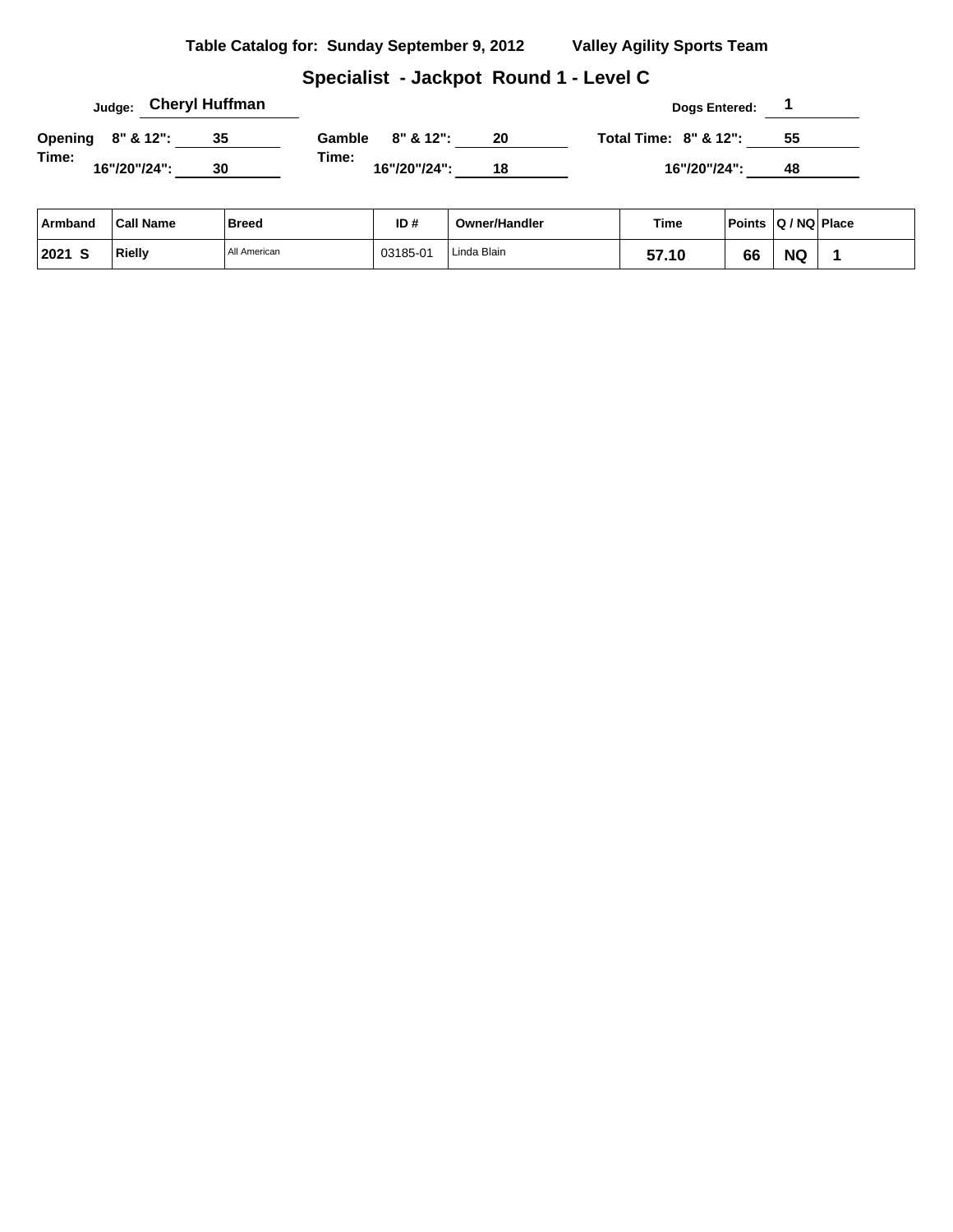**Table Catalog for: Sunday September 9, 2012 Valley Agility Sports Team**

## Specialist - Jackpot Round 1 - Level C

Judge: **Cheryl Huffman**

Dogs Entered: **1**

Opening Time: 8" & 12": **35** 16"/20"/24": **30**

Gamble Time: 8" & 12": **20** 16"/20"/24": **18**

Total Time: 8" & 12": **55** 16"/20"/24": **48**

| Armband | Call Name | Breed | ID # | Owner/Handler | Time | Points | Q / NQ | Place |
|---|---|---|---|---|---|---|---|---|
| 2021 S | Rielly | All American | 03185-01 | Linda Blain | 57.10 | 66 | NQ | 1 |